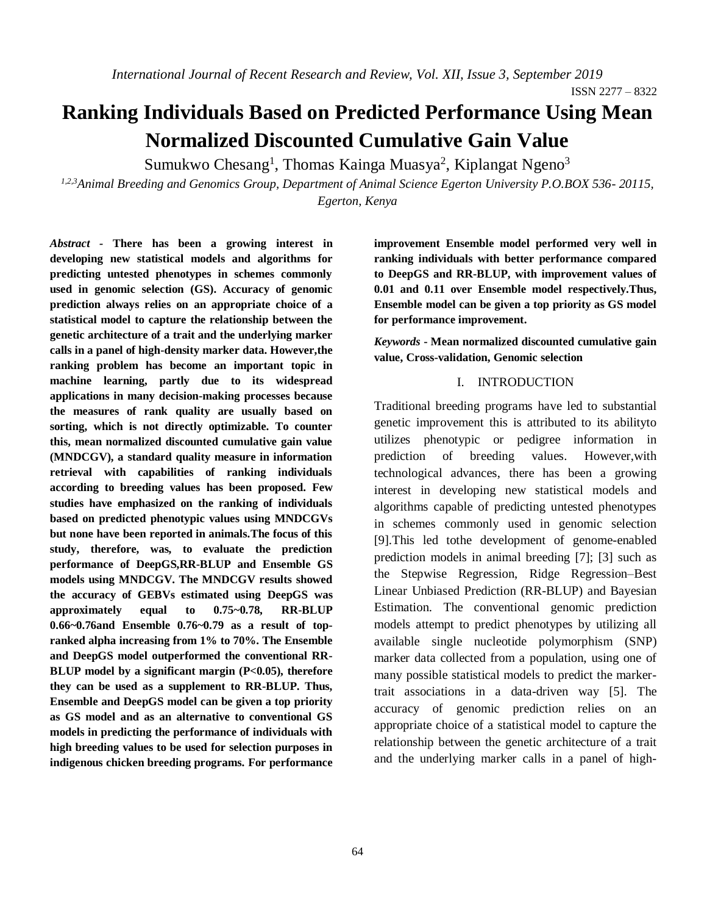# Ranking Individuals Based on Predicted Performance Using Mean Normalized Discounted Cumulative Gain Value

Sumukwo Chesang[1], Thomas Kainga Muasya[2], Kiplangat Ngeno[3]

[1,2,3] *Animal Breeding and Genomics Group, Department of Animal Science Egerton University P.O.BOX 536- 20115, Egerton, Kenya*

***Abstract* - There has been a growing interest in developing new statistical models and algorithms for predicting untested phenotypes in schemes commonly used in genomic selection (GS). Accuracy of genomic prediction always relies on an appropriate choice of a statistical model to capture the relationship between the genetic architecture of a trait and the underlying marker calls in a panel of high-density marker data. However,the ranking problem has become an important topic in machine learning, partly due to its widespread applications in many decision-making processes because the measures of rank quality are usually based on sorting, which is not directly optimizable. To counter this, mean normalized discounted cumulative gain value (MNDCGV), a standard quality measure in information retrieval with capabilities of ranking individuals according to breeding values has been proposed. Few studies have emphasized on the ranking of individuals based on predicted phenotypic values using MNDCGVs but none have been reported in animals.The focus of this study, therefore, was, to evaluate the prediction performance of DeepGS,RR-BLUP and Ensemble GS models using MNDCGV. The MNDCGV results showed the accuracy of GEBVs estimated using DeepGS was approximately equal to 0.75~0.78, RR-BLUP 0.66~0.76and Ensemble 0.76~0.79 as a result of top-ranked alpha increasing from 1% to 70%. The Ensemble and DeepGS model outperformed the conventional RR-BLUP model by a significant margin (P<0.05), therefore they can be used as a supplement to RR-BLUP. Thus, Ensemble and DeepGS model can be given a top priority as GS model and as an alternative to conventional GS models in predicting the performance of individuals with high breeding values to be used for selection purposes in indigenous chicken breeding programs. For performance improvement Ensemble model performed very well in ranking individuals with better performance compared to DeepGS and RR-BLUP, with improvement values of 0.01 and 0.11 over Ensemble model respectively.Thus, Ensemble model can be given a top priority as GS model for performance improvement.**

***Keywords* - Mean normalized discounted cumulative gain value, Cross-validation, Genomic selection**

## I. INTRODUCTION

Traditional breeding programs have led to substantial genetic improvement this is attributed to its abilityto utilizes phenotypic or pedigree information in prediction of breeding values. However,with technological advances, there has been a growing interest in developing new statistical models and algorithms capable of predicting untested phenotypes in schemes commonly used in genomic selection [9].This led tothe development of genome-enabled prediction models in animal breeding [7]; [3] such as the Stepwise Regression, Ridge Regression–Best Linear Unbiased Prediction (RR-BLUP) and Bayesian Estimation. The conventional genomic prediction models attempt to predict phenotypes by utilizing all available single nucleotide polymorphism (SNP) marker data collected from a population, using one of many possible statistical models to predict the marker-trait associations in a data-driven way [5]. The accuracy of genomic prediction relies on an appropriate choice of a statistical model to capture the relationship between the genetic architecture of a trait and the underlying marker calls in a panel of high-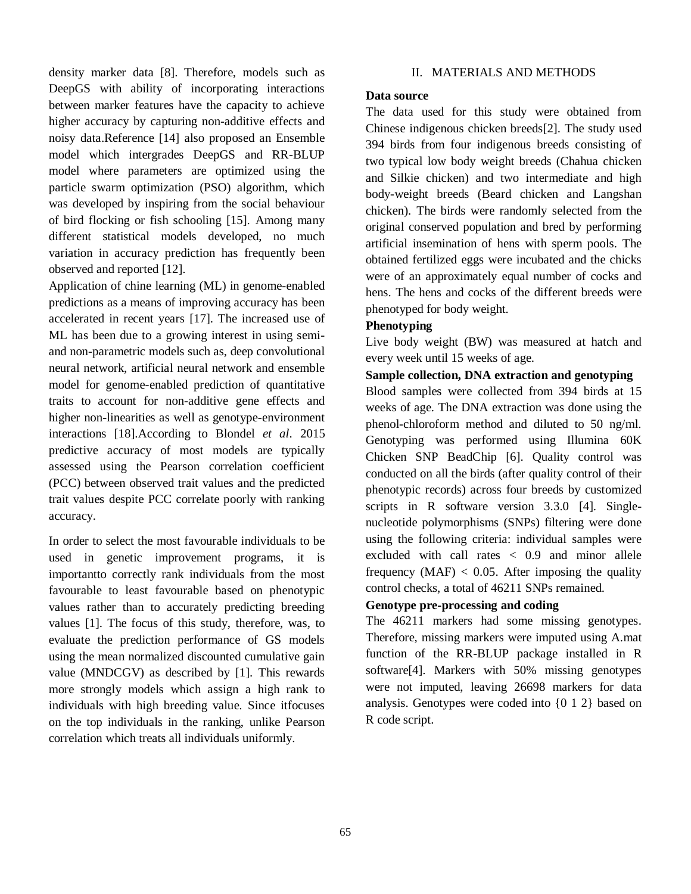density marker data [8]. Therefore, models such as DeepGS with ability of incorporating interactions between marker features have the capacity to achieve higher accuracy by capturing non-additive effects and noisy data.Reference [14] also proposed an Ensemble model which intergrades DeepGS and RR-BLUP model where parameters are optimized using the particle swarm optimization (PSO) algorithm, which was developed by inspiring from the social behaviour of bird flocking or fish schooling [15]. Among many different statistical models developed, no much variation in accuracy prediction has frequently been observed and reported [12].

Application of chine learning (ML) in genome-enabled predictions as a means of improving accuracy has been accelerated in recent years [17]. The increased use of ML has been due to a growing interest in using semi- and non-parametric models such as, deep convolutional neural network, artificial neural network and ensemble model for genome-enabled prediction of quantitative traits to account for non-additive gene effects and higher non-linearities as well as genotype-environment interactions [18].According to Blondel *et al*. 2015 predictive accuracy of most models are typically assessed using the Pearson correlation coefficient (PCC) between observed trait values and the predicted trait values despite PCC correlate poorly with ranking accuracy.

In order to select the most favourable individuals to be used in genetic improvement programs, it is importantto correctly rank individuals from the most favourable to least favourable based on phenotypic values rather than to accurately predicting breeding values [1]. The focus of this study, therefore, was, to evaluate the prediction performance of GS models using the mean normalized discounted cumulative gain value (MNDCGV) as described by [1]. This rewards more strongly models which assign a high rank to individuals with high breeding value. Since itfocuses on the top individuals in the ranking, unlike Pearson correlation which treats all individuals uniformly.

## II. MATERIALS AND METHODS

**Data source**

The data used for this study were obtained from Chinese indigenous chicken breeds[2]. The study used 394 birds from four indigenous breeds consisting of two typical low body weight breeds (Chahua chicken and Silkie chicken) and two intermediate and high body-weight breeds (Beard chicken and Langshan chicken). The birds were randomly selected from the original conserved population and bred by performing artificial insemination of hens with sperm pools. The obtained fertilized eggs were incubated and the chicks were of an approximately equal number of cocks and hens. The hens and cocks of the different breeds were phenotyped for body weight.

**Phenotyping**

Live body weight (BW) was measured at hatch and every week until 15 weeks of age.

**Sample collection, DNA extraction and genotyping**

Blood samples were collected from 394 birds at 15 weeks of age. The DNA extraction was done using the phenol-chloroform method and diluted to 50 ng/ml. Genotyping was performed using Illumina 60K Chicken SNP BeadChip [6]. Quality control was conducted on all the birds (after quality control of their phenotypic records) across four breeds by customized scripts in R software version 3.3.0 [4]. Single-nucleotide polymorphisms (SNPs) filtering were done using the following criteria: individual samples were excluded with call rates $< 0.9$ and minor allele frequency (MAF) $< 0.05$. After imposing the quality control checks, a total of 46211 SNPs remained.

**Genotype pre-processing and coding**

The 46211 markers had some missing genotypes. Therefore, missing markers were imputed using A.mat function of the RR-BLUP package installed in R software[4]. Markers with 50% missing genotypes were not imputed, leaving 26698 markers for data analysis. Genotypes were coded into {0 1 2} based on R code script.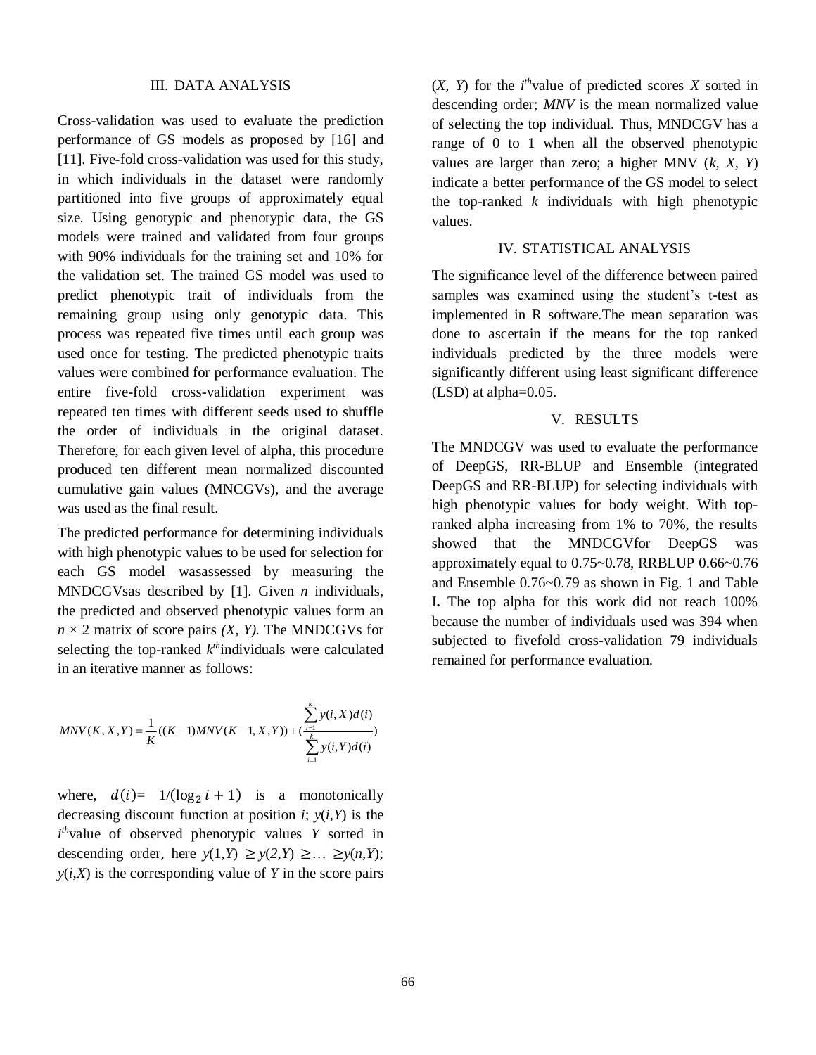## III. DATA ANALYSIS

Cross-validation was used to evaluate the prediction performance of GS models as proposed by [16] and [11]. Five-fold cross-validation was used for this study, in which individuals in the dataset were randomly partitioned into five groups of approximately equal size. Using genotypic and phenotypic data, the GS models were trained and validated from four groups with 90% individuals for the training set and 10% for the validation set. The trained GS model was used to predict phenotypic trait of individuals from the remaining group using only genotypic data. This process was repeated five times until each group was used once for testing. The predicted phenotypic traits values were combined for performance evaluation. The entire five-fold cross-validation experiment was repeated ten times with different seeds used to shuffle the order of individuals in the original dataset. Therefore, for each given level of alpha, this procedure produced ten different mean normalized discounted cumulative gain values (MNCGVs), and the average was used as the final result.

The predicted performance for determining individuals with high phenotypic values to be used for selection for each GS model wasassessed by measuring the MNDCGVsas described by [1]. Given $n$ individuals, the predicted and observed phenotypic values form an $n \times 2$ matrix of score pairs *(X, Y)*. The MNDCGVs for selecting the top-ranked $k^{th}$individuals were calculated in an iterative manner as follows:

$$MNV(K,X,Y) = \frac{1}{K}((K-1)MNV(K-1,X,Y)) + (\frac{\sum_{i=1}^{k} y(i,X)d(i)}{\sum_{i=1}^{k} y(i,Y)d(i)})$$

where, $d(i) = 1/(\log_2 i + 1)$ is a monotonically decreasing discount function at position $i$; $y(i,Y)$ is the $i^{th}$value of observed phenotypic values $Y$ sorted in descending order, here $y(1,Y) \geq y(2,Y) \geq \ldots \geq y(n,Y)$; $y(i,X)$ is the corresponding value of $Y$ in the score pairs $(X, Y)$ for the $i^{th}$value of predicted scores $X$ sorted in descending order; *MNV* is the mean normalized value of selecting the top individual. Thus, MNDCGV has a range of 0 to 1 when all the observed phenotypic values are larger than zero; a higher MNV $(k, X, Y)$ indicate a better performance of the GS model to select the top-ranked $k$ individuals with high phenotypic values.

## IV. STATISTICAL ANALYSIS

The significance level of the difference between paired samples was examined using the student's t-test as implemented in R software.The mean separation was done to ascertain if the means for the top ranked individuals predicted by the three models were significantly different using least significant difference (LSD) at alpha=0.05.

## V. RESULTS

The MNDCGV was used to evaluate the performance of DeepGS, RR-BLUP and Ensemble (integrated DeepGS and RR-BLUP) for selecting individuals with high phenotypic values for body weight. With top-ranked alpha increasing from 1% to 70%, the results showed that the MNDCGVfor DeepGS was approximately equal to 0.75~0.78, RRBLUP 0.66~0.76 and Ensemble 0.76~0.79 as shown in Fig. 1 and Table I**.** The top alpha for this work did not reach 100% because the number of individuals used was 394 when subjected to fivefold cross-validation 79 individuals remained for performance evaluation.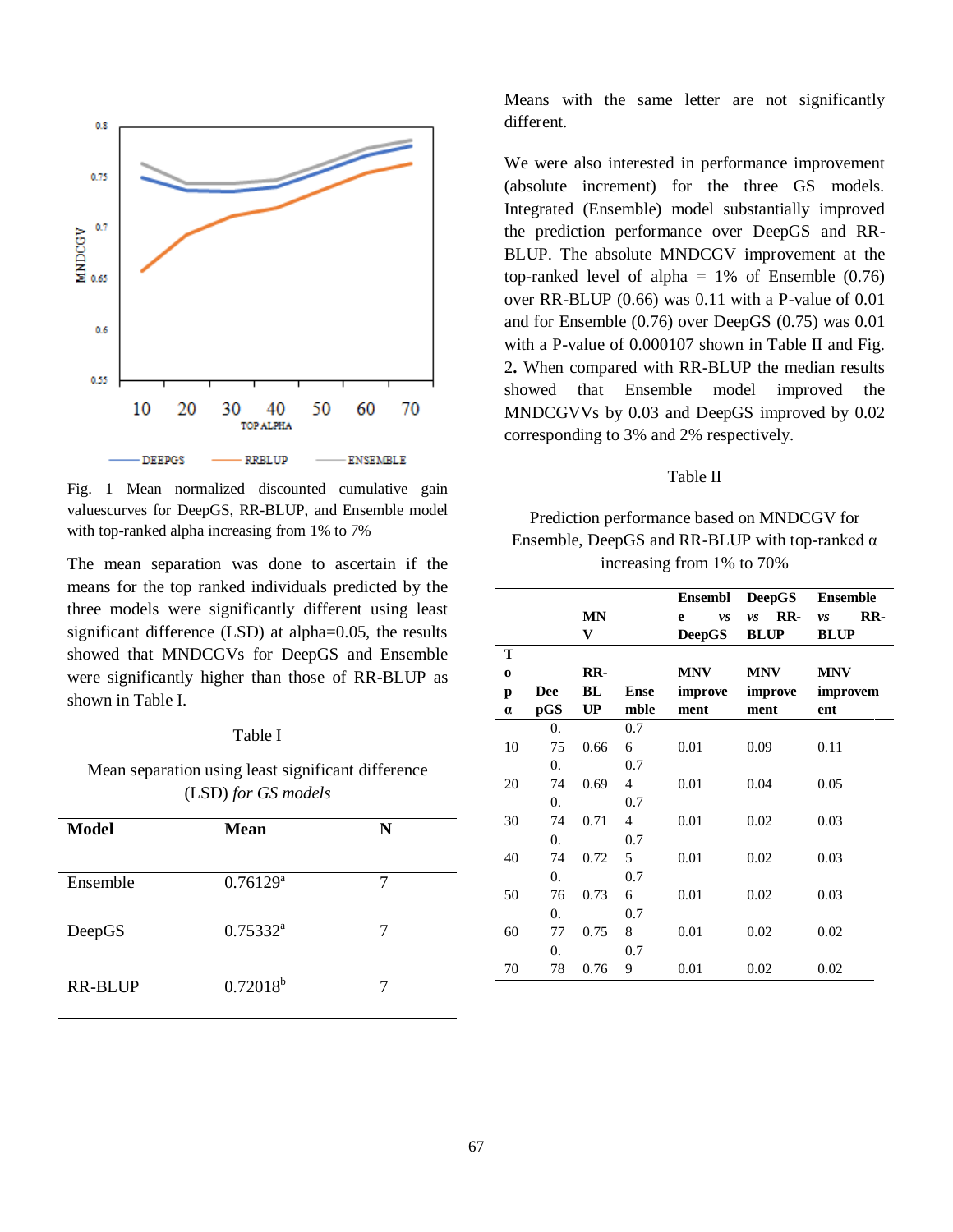Fig. 1 Mean normalized discounted cumulative gain valuescurves for DeepGS, RR-BLUP, and Ensemble model with top-ranked alpha increasing from 1% to 7%

The mean separation was done to ascertain if the means for the top ranked individuals predicted by the three models were significantly different using least significant difference (LSD) at alpha=0.05, the results showed that MNDCGVs for DeepGS and Ensemble were significantly higher than those of RR-BLUP as shown in Table I.

Table I

Mean separation using least significant difference (LSD) *for GS models*

| Model | Mean | N |
|---|---|---|
| Ensemble | 0.76129[a] | 7 |
| DeepGS | 0.75332[a] | 7 |
| RR-BLUP | 0.72018[b] | 7 |

Means with the same letter are not significantly different.

We were also interested in performance improvement (absolute increment) for the three GS models. Integrated (Ensemble) model substantially improved the prediction performance over DeepGS and RR-BLUP. The absolute MNDCGV improvement at the top-ranked level of alpha = 1% of Ensemble (0.76) over RR-BLUP (0.66) was 0.11 with a P-value of 0.01 and for Ensemble (0.76) over DeepGS (0.75) was 0.01 with a P-value of 0.000107 shown in Table II and Fig. 2. When compared with RR-BLUP the median results showed that Ensemble model improved the MNDCGVVs by 0.03 and DeepGS improved by 0.02 corresponding to 3% and 2% respectively.

Table II

Prediction performance based on MNDCGV for Ensemble, DeepGS and RR-BLUP with top-ranked α increasing from 1% to 70%

| | MNV | | | Ensemble *vs* DeepGS | DeepGS *vs* RR-BLUP | Ensemble *vs* RR-BLUP |
|---|---|---|---|---|---|---|
| **Top α** | **DeepGS** | **RR-BLUP** | **Ensemble** | **MNV improvement** | **MNV improvement** | **MNV improvement** |
| 10 | 0.75 | 0.66 | 0.76 | 0.01 | 0.09 | 0.11 |
| 20 | 0.74 | 0.69 | 0.74 | 0.01 | 0.04 | 0.05 |
| 30 | 0.74 | 0.71 | 0.74 | 0.01 | 0.02 | 0.03 |
| 40 | 0.74 | 0.72 | 0.75 | 0.01 | 0.02 | 0.03 |
| 50 | 0.76 | 0.73 | 0.76 | 0.01 | 0.02 | 0.03 |
| 60 | 0.77 | 0.75 | 0.78 | 0.01 | 0.02 | 0.02 |
| 70 | 0.78 | 0.76 | 0.79 | 0.01 | 0.02 | 0.02 |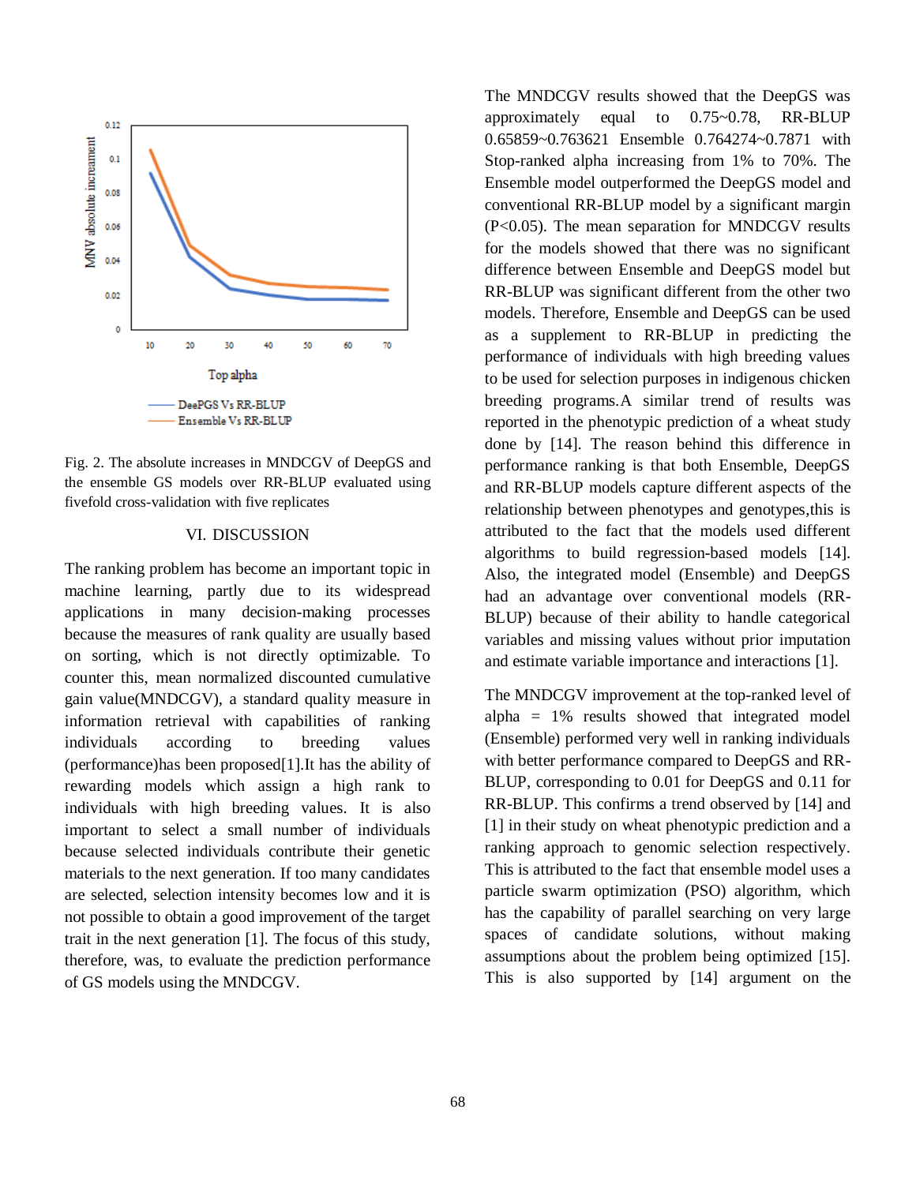Fig. 2. The absolute increases in MNDCGV of DeepGS and the ensemble GS models over RR-BLUP evaluated using fivefold cross-validation with five replicates

## VI. DISCUSSION

The ranking problem has become an important topic in machine learning, partly due to its widespread applications in many decision-making processes because the measures of rank quality are usually based on sorting, which is not directly optimizable. To counter this, mean normalized discounted cumulative gain value(MNDCGV), a standard quality measure in information retrieval with capabilities of ranking individuals according to breeding values (performance)has been proposed[1].It has the ability of rewarding models which assign a high rank to individuals with high breeding values. It is also important to select a small number of individuals because selected individuals contribute their genetic materials to the next generation. If too many candidates are selected, selection intensity becomes low and it is not possible to obtain a good improvement of the target trait in the next generation [1]. The focus of this study, therefore, was, to evaluate the prediction performance of GS models using the MNDCGV.

The MNDCGV results showed that the DeepGS was approximately equal to 0.75~0.78, RR-BLUP 0.65859~0.763621 Ensemble 0.764274~0.7871 with Stop-ranked alpha increasing from 1% to 70%. The Ensemble model outperformed the DeepGS model and conventional RR-BLUP model by a significant margin ($P<0.05$). The mean separation for MNDCGV results for the models showed that there was no significant difference between Ensemble and DeepGS model but RR-BLUP was significant different from the other two models. Therefore, Ensemble and DeepGS can be used as a supplement to RR-BLUP in predicting the performance of individuals with high breeding values to be used for selection purposes in indigenous chicken breeding programs.A similar trend of results was reported in the phenotypic prediction of a wheat study done by [14]. The reason behind this difference in performance ranking is that both Ensemble, DeepGS and RR-BLUP models capture different aspects of the relationship between phenotypes and genotypes,this is attributed to the fact that the models used different algorithms to build regression-based models [14]. Also, the integrated model (Ensemble) and DeepGS had an advantage over conventional models (RR-BLUP) because of their ability to handle categorical variables and missing values without prior imputation and estimate variable importance and interactions [1].

The MNDCGV improvement at the top-ranked level of alpha = 1% results showed that integrated model (Ensemble) performed very well in ranking individuals with better performance compared to DeepGS and RR-BLUP, corresponding to 0.01 for DeepGS and 0.11 for RR-BLUP. This confirms a trend observed by [14] and [1] in their study on wheat phenotypic prediction and a ranking approach to genomic selection respectively. This is attributed to the fact that ensemble model uses a particle swarm optimization (PSO) algorithm, which has the capability of parallel searching on very large spaces of candidate solutions, without making assumptions about the problem being optimized [15]. This is also supported by [14] argument on the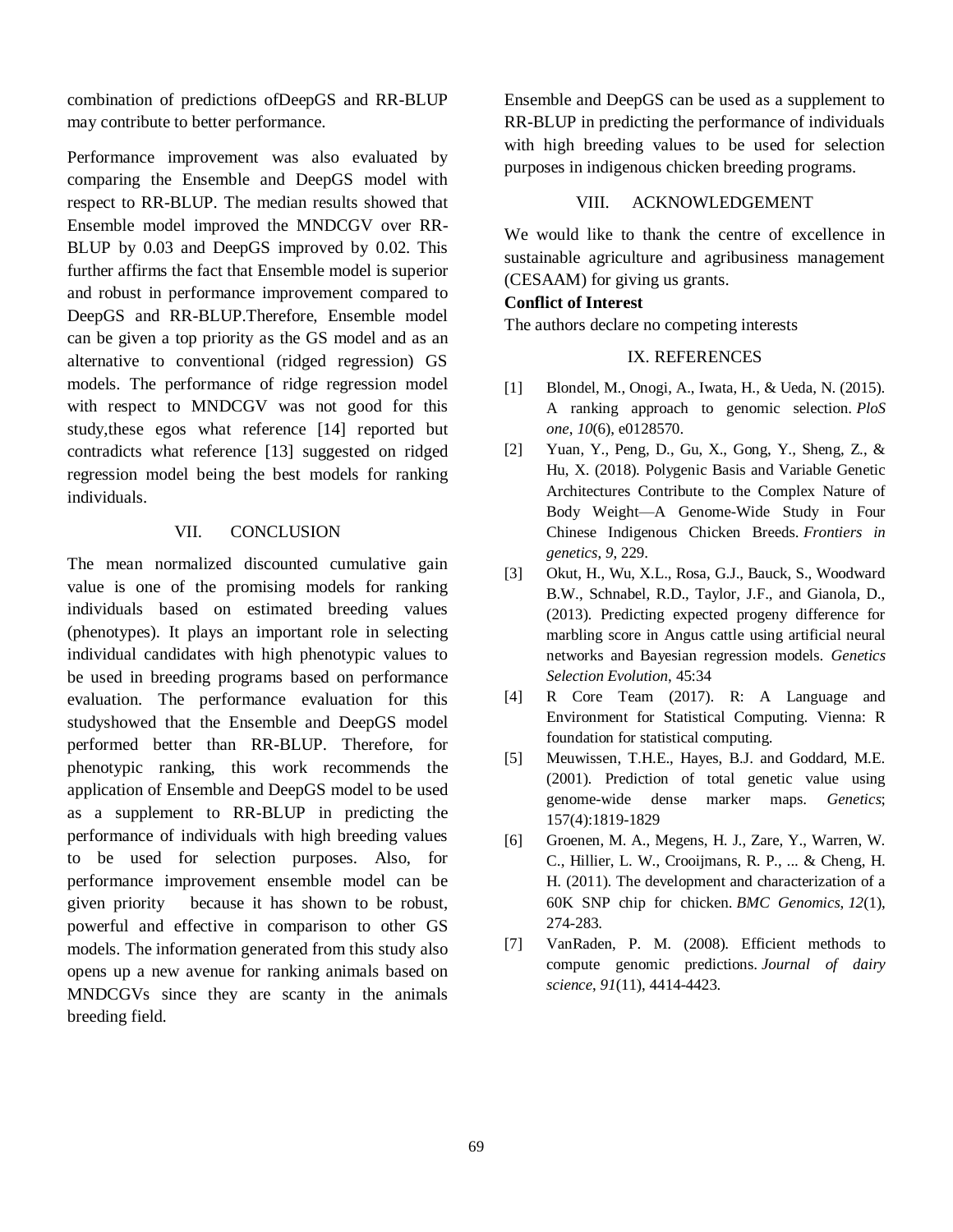combination of predictions ofDeepGS and RR-BLUP may contribute to better performance.

Performance improvement was also evaluated by comparing the Ensemble and DeepGS model with respect to RR-BLUP. The median results showed that Ensemble model improved the MNDCGV over RR-BLUP by 0.03 and DeepGS improved by 0.02. This further affirms the fact that Ensemble model is superior and robust in performance improvement compared to DeepGS and RR-BLUP.Therefore, Ensemble model can be given a top priority as the GS model and as an alternative to conventional (ridged regression) GS models. The performance of ridge regression model with respect to MNDCGV was not good for this study,these egos what reference [14] reported but contradicts what reference [13] suggested on ridged regression model being the best models for ranking individuals.

## VII. CONCLUSION

The mean normalized discounted cumulative gain value is one of the promising models for ranking individuals based on estimated breeding values (phenotypes). It plays an important role in selecting individual candidates with high phenotypic values to be used in breeding programs based on performance evaluation. The performance evaluation for this studyshowed that the Ensemble and DeepGS model performed better than RR-BLUP. Therefore, for phenotypic ranking, this work recommends the application of Ensemble and DeepGS model to be used as a supplement to RR-BLUP in predicting the performance of individuals with high breeding values to be used for selection purposes. Also, for performance improvement ensemble model can be given priority because it has shown to be robust, powerful and effective in comparison to other GS models. The information generated from this study also opens up a new avenue for ranking animals based on MNDCGVs since they are scanty in the animals breeding field.

Ensemble and DeepGS can be used as a supplement to RR-BLUP in predicting the performance of individuals with high breeding values to be used for selection purposes in indigenous chicken breeding programs.

## VIII. ACKNOWLEDGEMENT

We would like to thank the centre of excellence in sustainable agriculture and agribusiness management (CESAAM) for giving us grants.

**Conflict of Interest**

The authors declare no competing interests

## IX. REFERENCES

[1] Blondel, M., Onogi, A., Iwata, H., & Ueda, N. (2015). A ranking approach to genomic selection. *PloS one*, *10*(6), e0128570.

[2] Yuan, Y., Peng, D., Gu, X., Gong, Y., Sheng, Z., & Hu, X. (2018). Polygenic Basis and Variable Genetic Architectures Contribute to the Complex Nature of Body Weight—A Genome-Wide Study in Four Chinese Indigenous Chicken Breeds. *Frontiers in genetics*, *9*, 229.

[3] Okut, H., Wu, X.L., Rosa, G.J., Bauck, S., Woodward B.W., Schnabel, R.D., Taylor, J.F., and Gianola, D., (2013). Predicting expected progeny difference for marbling score in Angus cattle using artificial neural networks and Bayesian regression models. *Genetics Selection Evolution*, 45:34

[4] R Core Team (2017). R: A Language and Environment for Statistical Computing. Vienna: R foundation for statistical computing.

[5] Meuwissen, T.H.E., Hayes, B.J. and Goddard, M.E. (2001). Prediction of total genetic value using genome-wide dense marker maps. *Genetics*; 157(4):1819-1829

[6] Groenen, M. A., Megens, H. J., Zare, Y., Warren, W. C., Hillier, L. W., Crooijmans, R. P., ... & Cheng, H. H. (2011). The development and characterization of a 60K SNP chip for chicken. *BMC Genomics*, *12*(1), 274-283.

[7] VanRaden, P. M. (2008). Efficient methods to compute genomic predictions. *Journal of dairy science*, *91*(11), 4414-4423.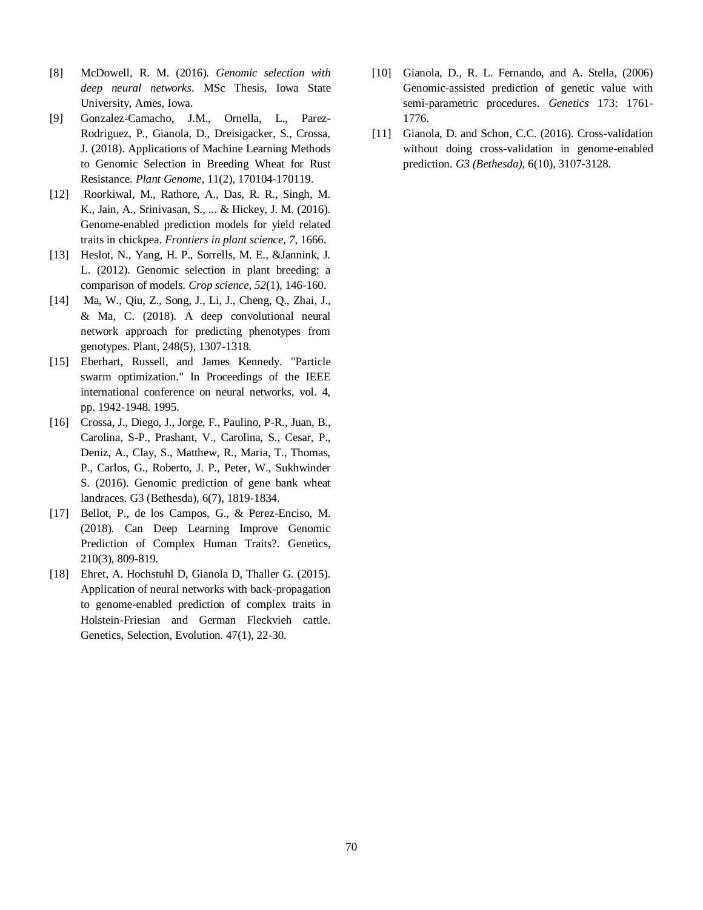[8] McDowell, R. M. (2016). *Genomic selection with deep neural networks*. MSc Thesis, Iowa State University, Ames, Iowa.

[9] Gonzalez-Camacho, J.M., Ornella, L., Parez-Rodriguez, P., Gianola, D., Dreisigacker, S., Crossa, J. (2018). Applications of Machine Learning Methods to Genomic Selection in Breeding Wheat for Rust Resistance. *Plant Genome*, 11(2), 170104-170119.

[12] Roorkiwal, M., Rathore, A., Das, R. R., Singh, M. K., Jain, A., Srinivasan, S., ... & Hickey, J. M. (2016). Genome-enabled prediction models for yield related traits in chickpea. *Frontiers in plant science*, *7*, 1666.

[13] Heslot, N., Yang, H. P., Sorrells, M. E., &Jannink, J. L. (2012). Genomic selection in plant breeding: a comparison of models. *Crop science*, *52*(1), 146-160.

[14] Ma, W., Qiu, Z., Song, J., Li, J., Cheng, Q., Zhai, J., & Ma, C. (2018). A deep convolutional neural network approach for predicting phenotypes from genotypes. Plant, 248(5), 1307-1318.

[15] Eberhart, Russell, and James Kennedy. "Particle swarm optimization." In Proceedings of the IEEE international conference on neural networks, vol. 4, pp. 1942-1948. 1995.

[16] Crossa, J., Diego, J., Jorge, F., Paulino, P-R., Juan, B., Carolina, S-P., Prashant, V., Carolina, S., Cesar, P., Deniz, A., Clay, S., Matthew, R., Maria, T., Thomas, P., Carlos, G., Roberto, J. P., Peter, W., Sukhwinder S. (2016). Genomic prediction of gene bank wheat landraces. G3 (Bethesda), 6(7), 1819-1834.

[17] Bellot, P., de los Campos, G., & Perez-Enciso, M. (2018). Can Deep Learning Improve Genomic Prediction of Complex Human Traits?. Genetics, 210(3), 809-819.

[18] Ehret, A. Hochstuhl D, Gianola D, Thaller G. (2015). Application of neural networks with back-propagation to genome-enabled prediction of complex traits in Holstein-Friesian and German Fleckvieh cattle. Genetics, Selection, Evolution. 47(1), 22-30.

[10] Gianola, D., R. L. Fernando, and A. Stella, (2006) Genomic-assisted prediction of genetic value with semi-parametric procedures. *Genetics* 173: 1761-1776.

[11] Gianola, D. and Schon, C.C. (2016). Cross-validation without doing cross-validation in genome-enabled prediction. *G3 (Bethesda),* 6(10), 3107-3128.